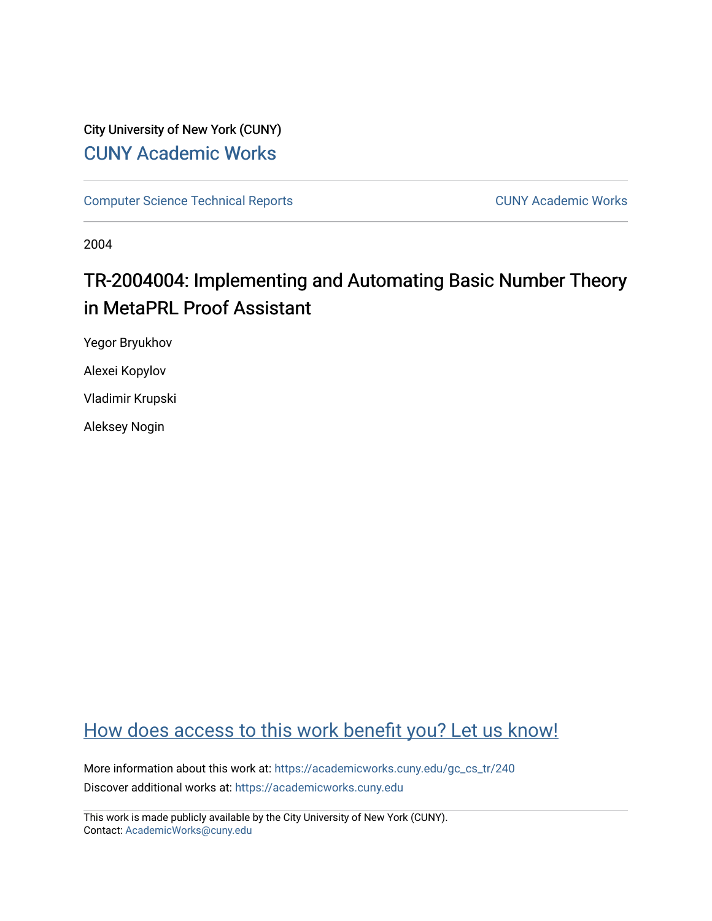City University of New York (CUNY)

CUNY Academic Works

Computer Science Technical Reports

CUNY Academic Works

2004

# TR-2004004: Implementing and Automating Basic Number Theory in MetaPRL Proof Assistant

Yegor Bryukhov

Alexei Kopylov

Vladimir Krupski

Aleksey Nogin

How does access to this work benefit you? Let us know!

More information about this work at: https://academicworks.cuny.edu/gc_cs_tr/240

Discover additional works at: https://academicworks.cuny.edu

This work is made publicly available by the City University of New York (CUNY).
Contact: AcademicWorks@cuny.edu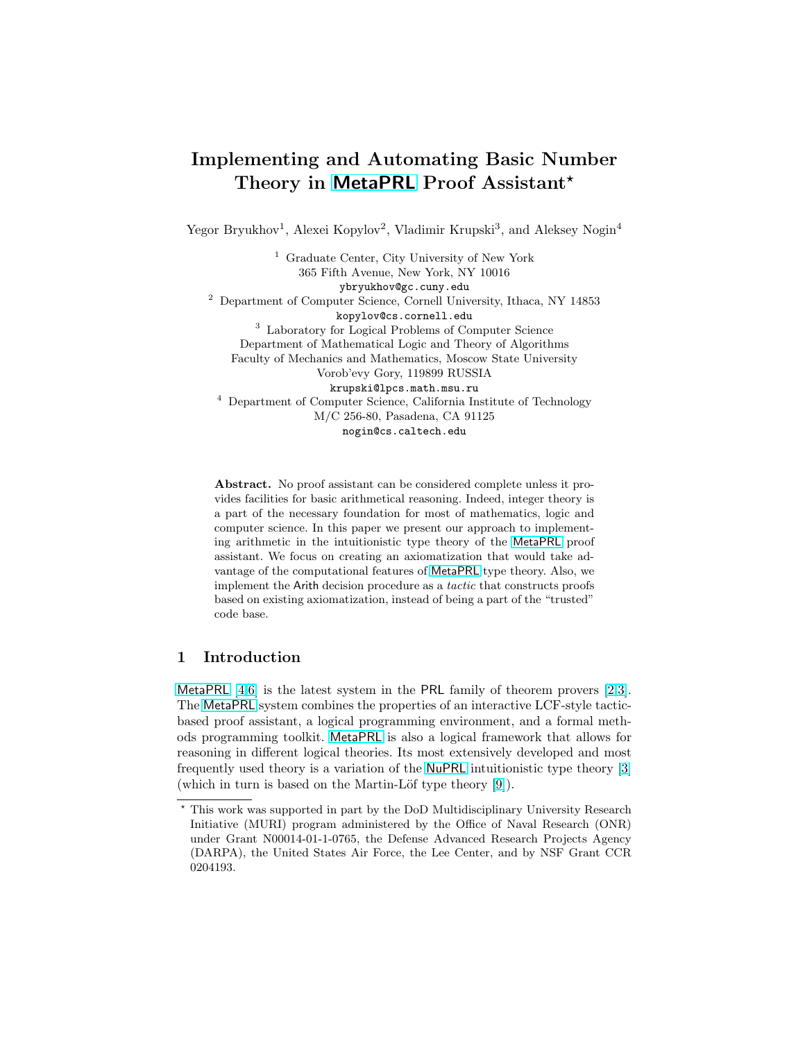# Implementing and Automating Basic Number Theory in MetaPRL Proof Assistant*

Yegor Bryukhov[1], Alexei Kopylov[2], Vladimir Krupski[3], and Aleksey Nogin[4]

[1] Graduate Center, City University of New York
365 Fifth Avenue, New York, NY 10016
`ybryukhov@gc.cuny.edu`

[2] Department of Computer Science, Cornell University, Ithaca, NY 14853
`kopylov@cs.cornell.edu`

[3] Laboratory for Logical Problems of Computer Science
Department of Mathematical Logic and Theory of Algorithms
Faculty of Mechanics and Mathematics, Moscow State University
Vorob'evy Gory, 119899 RUSSIA
`krupski@lpcs.math.msu.ru`

[4] Department of Computer Science, California Institute of Technology
M/C 256-80, Pasadena, CA 91125
`nogin@cs.caltech.edu`

**Abstract.** No proof assistant can be considered complete unless it provides facilities for basic arithmetical reasoning. Indeed, integer theory is a part of the necessary foundation for most of mathematics, logic and computer science. In this paper we present our approach to implementing arithmetic in the intuitionistic type theory of the MetaPRL proof assistant. We focus on creating an axiomatization that would take advantage of the computational features of MetaPRL type theory. Also, we implement the Arith decision procedure as a *tactic* that constructs proofs based on existing axiomatization, instead of being a part of the "trusted" code base.

## 1 Introduction

MetaPRL [4,6] is the latest system in the PRL family of theorem provers [2,3]. The MetaPRL system combines the properties of an interactive LCF-style tactic-based proof assistant, a logical programming environment, and a formal methods programming toolkit. MetaPRL is also a logical framework that allows for reasoning in different logical theories. Its most extensively developed and most frequently used theory is a variation of the NuPRL intuitionistic type theory [3] (which in turn is based on the Martin-Löf type theory [9]).

---

* This work was supported in part by the DoD Multidisciplinary University Research Initiative (MURI) program administered by the Office of Naval Research (ONR) under Grant N00014-01-1-0765, the Defense Advanced Research Projects Agency (DARPA), the United States Air Force, the Lee Center, and by NSF Grant CCR 0204193.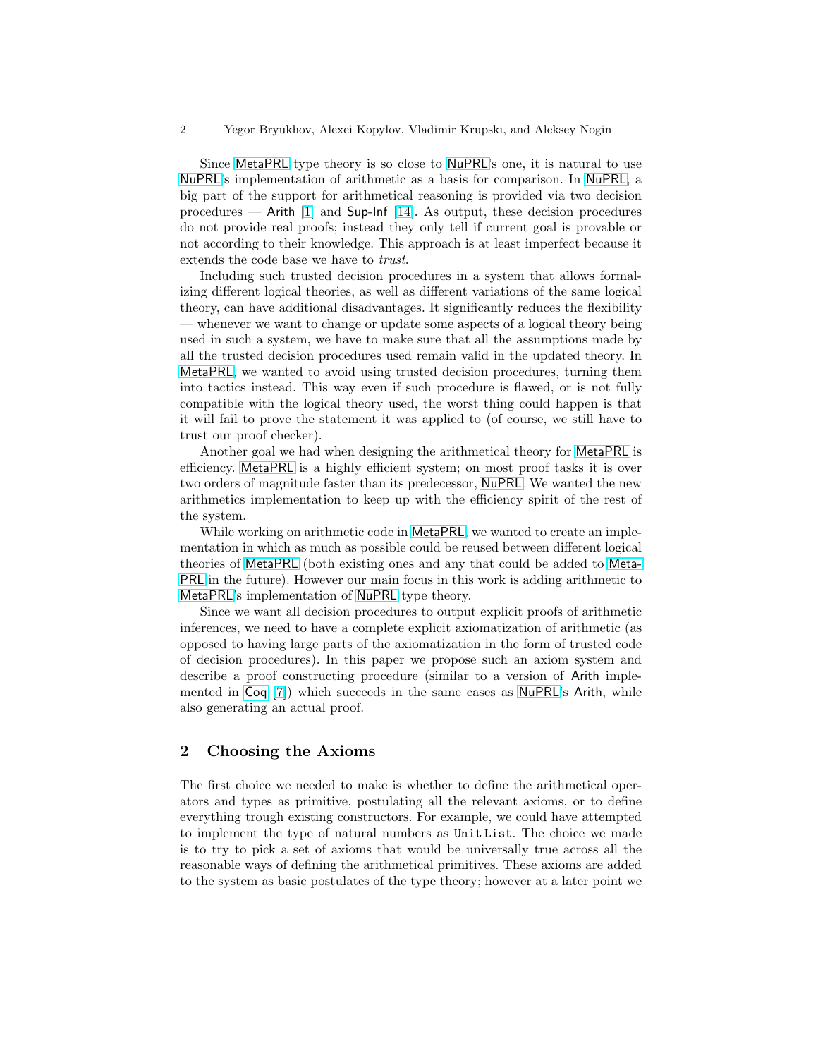Since MetaPRL type theory is so close to NuPRL's one, it is natural to use NuPRL's implementation of arithmetic as a basis for comparison. In NuPRL, a big part of the support for arithmetical reasoning is provided via two decision procedures — Arith [1] and Sup-Inf [14]. As output, these decision procedures do not provide real proofs; instead they only tell if current goal is provable or not according to their knowledge. This approach is at least imperfect because it extends the code base we have to *trust*.

Including such trusted decision procedures in a system that allows formalizing different logical theories, as well as different variations of the same logical theory, can have additional disadvantages. It significantly reduces the flexibility — whenever we want to change or update some aspects of a logical theory being used in such a system, we have to make sure that all the assumptions made by all the trusted decision procedures used remain valid in the updated theory. In MetaPRL, we wanted to avoid using trusted decision procedures, turning them into tactics instead. This way even if such procedure is flawed, or is not fully compatible with the logical theory used, the worst thing could happen is that it will fail to prove the statement it was applied to (of course, we still have to trust our proof checker).

Another goal we had when designing the arithmetical theory for MetaPRL is efficiency. MetaPRL is a highly efficient system; on most proof tasks it is over two orders of magnitude faster than its predecessor, NuPRL. We wanted the new arithmetics implementation to keep up with the efficiency spirit of the rest of the system.

While working on arithmetic code in MetaPRL, we wanted to create an implementation in which as much as possible could be reused between different logical theories of MetaPRL (both existing ones and any that could be added to MetaPRL in the future). However our main focus in this work is adding arithmetic to MetaPRL's implementation of NuPRL type theory.

Since we want all decision procedures to output explicit proofs of arithmetic inferences, we need to have a complete explicit axiomatization of arithmetic (as opposed to having large parts of the axiomatization in the form of trusted code of decision procedures). In this paper we propose such an axiom system and describe a proof constructing procedure (similar to a version of Arith implemented in Coq [7]) which succeeds in the same cases as NuPRL's Arith, while also generating an actual proof.

## 2 Choosing the Axioms

The first choice we needed to make is whether to define the arithmetical operators and types as primitive, postulating all the relevant axioms, or to define everything trough existing constructors. For example, we could have attempted to implement the type of natural numbers as `Unit List`. The choice we made is to try to pick a set of axioms that would be universally true across all the reasonable ways of defining the arithmetical primitives. These axioms are added to the system as basic postulates of the type theory; however at a later point we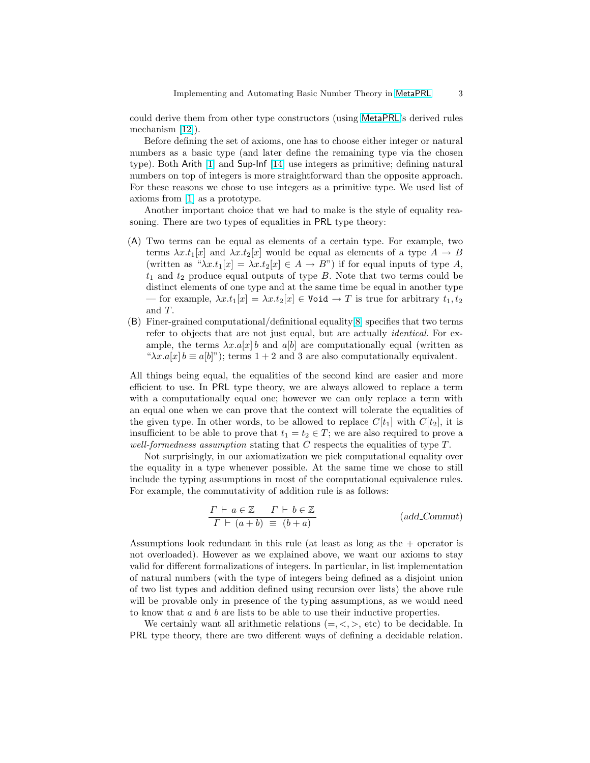could derive them from other type constructors (using MetaPRL's derived rules mechanism [12]).

Before defining the set of axioms, one has to choose either integer or natural numbers as a basic type (and later define the remaining type via the chosen type). Both Arith [1] and Sup-Inf [14] use integers as primitive; defining natural numbers on top of integers is more straightforward than the opposite approach. For these reasons we chose to use integers as a primitive type. We used list of axioms from [1] as a prototype.

Another important choice that we had to make is the style of equality reasoning. There are two types of equalities in PRL type theory:

(A) Two terms can be equal as elements of a certain type. For example, two terms $\lambda x.t_1[x]$ and $\lambda x.t_2[x]$ would be equal as elements of a type $A \to B$ (written as "$\lambda x.t_1[x] = \lambda x.t_2[x] \in A \to B$") if for equal inputs of type $A$, $t_1$ and $t_2$ produce equal outputs of type $B$. Note that two terms could be distinct elements of one type and at the same time be equal in another type — for example, $\lambda x.t_1[x] = \lambda x.t_2[x] \in \mathtt{Void} \to T$ is true for arbitrary $t_1, t_2$ and $T$.

(B) Finer-grained computational/definitional equality[8] specifies that two terms refer to objects that are not just equal, but are actually *identical*. For example, the terms $\lambda x.a[x]\, b$ and $a[b]$ are computationally equal (written as "$\lambda x.a[x]\, b \equiv a[b]$"); terms $1+2$ and $3$ are also computationally equivalent.

All things being equal, the equalities of the second kind are easier and more efficient to use. In PRL type theory, we are always allowed to replace a term with a computationally equal one; however we can only replace a term with an equal one when we can prove that the context will tolerate the equalities of the given type. In other words, to be allowed to replace $C[t_1]$ with $C[t_2]$, it is insufficient to be able to prove that $t_1 = t_2 \in T$; we are also required to prove a *well-formedness assumption* stating that $C$ respects the equalities of type $T$.

Not surprisingly, in our axiomatization we pick computational equality over the equality in a type whenever possible. At the same time we chose to still include the typing assumptions in most of the computational equivalence rules. For example, the commutativity of addition rule is as follows:

$$\frac{\Gamma \vdash a \in \mathbb{Z} \qquad \Gamma \vdash b \in \mathbb{Z}}{\Gamma \vdash (a+b) \;\equiv\; (b+a)} \qquad (add\_Commut)$$

Assumptions look redundant in this rule (at least as long as the $+$ operator is not overloaded). However as we explained above, we want our axioms to stay valid for different formalizations of integers. In particular, in list implementation of natural numbers (with the type of integers being defined as a disjoint union of two list types and addition defined using recursion over lists) the above rule will be provable only in presence of the typing assumptions, as we would need to know that $a$ and $b$ are lists to be able to use their inductive properties.

We certainly want all arithmetic relations ($=, <, >$, etc) to be decidable. In PRL type theory, there are two different ways of defining a decidable relation.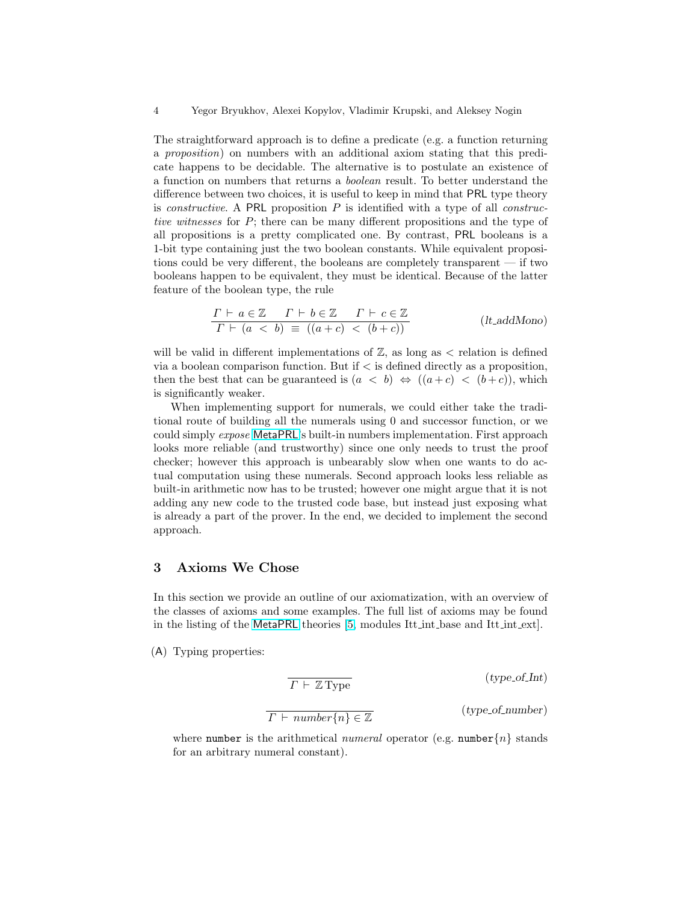The straightforward approach is to define a predicate (e.g. a function returning a *proposition*) on numbers with an additional axiom stating that this predicate happens to be decidable. The alternative is to postulate an existence of a function on numbers that returns a *boolean* result. To better understand the difference between two choices, it is useful to keep in mind that PRL type theory is *constructive*. A PRL proposition $P$ is identified with a type of all *constructive witnesses* for $P$; there can be many different propositions and the type of all propositions is a pretty complicated one. By contrast, PRL booleans is a 1-bit type containing just the two boolean constants. While equivalent propositions could be very different, the booleans are completely transparent — if two booleans happen to be equivalent, they must be identical. Because of the latter feature of the boolean type, the rule

$$\frac{\Gamma \vdash a \in \mathbb{Z} \quad \Gamma \vdash b \in \mathbb{Z} \quad \Gamma \vdash c \in \mathbb{Z}}{\Gamma \vdash (a < b) \equiv ((a+c) < (b+c))} \qquad (lt\_addMono)$$

will be valid in different implementations of $\mathbb{Z}$, as long as $<$ relation is defined via a boolean comparison function. But if $<$ is defined directly as a proposition, then the best that can be guaranteed is $(a < b) \Leftrightarrow ((a+c) < (b+c))$, which is significantly weaker.

When implementing support for numerals, we could either take the traditional route of building all the numerals using 0 and successor function, or we could simply *expose* MetaPRL's built-in numbers implementation. First approach looks more reliable (and trustworthy) since one only needs to trust the proof checker; however this approach is unbearably slow when one wants to do actual computation using these numerals. Second approach looks less reliable as built-in arithmetic now has to be trusted; however one might argue that it is not adding any new code to the trusted code base, but instead just exposing what is already a part of the prover. In the end, we decided to implement the second approach.

## 3 Axioms We Chose

In this section we provide an outline of our axiomatization, with an overview of the classes of axioms and some examples. The full list of axioms may be found in the listing of the MetaPRL theories [5, modules Itt_int_base and Itt_int_ext].

(A) Typing properties:

$$\frac{}{\Gamma \vdash \mathbb{Z}\,\mathrm{Type}} \qquad (type\_of\_Int)$$

$$\frac{}{\Gamma \vdash number\{n\} \in \mathbb{Z}} \qquad (type\_of\_number)$$

where `number` is the arithmetical *numeral* operator (e.g. `number`$\{n\}$ stands for an arbitrary numeral constant).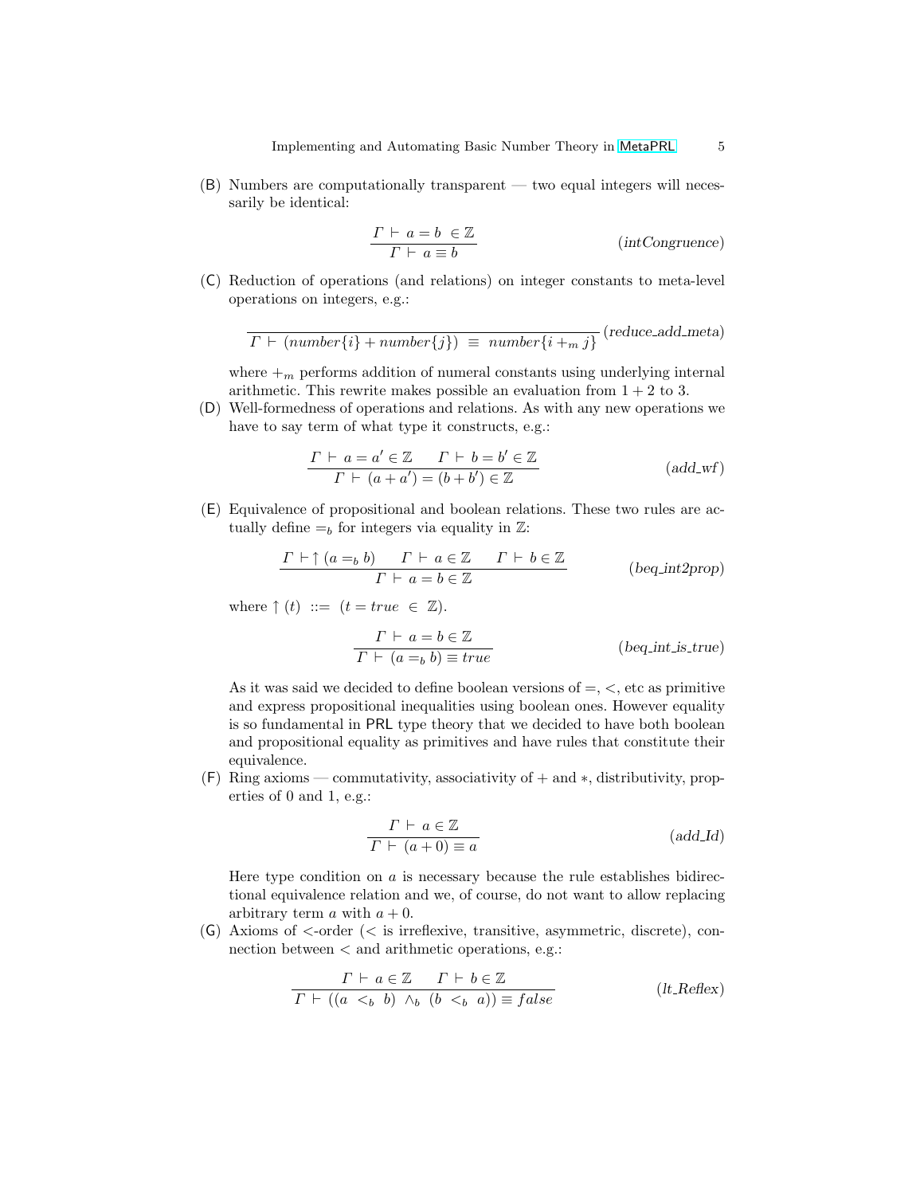(B) Numbers are computationally transparent — two equal integers will necessarily be identical:

$$\frac{\Gamma \vdash\ a = b\ \in \mathbb{Z}}{\Gamma \vdash\ a \equiv b} \qquad (intCongruence)$$

(C) Reduction of operations (and relations) on integer constants to meta-level operations on integers, e.g.:

$$\frac{}{\Gamma \vdash\ (number\{i\} + number\{j\})\ \equiv\ number\{i +_m j\}} \quad (reduce\_add\_meta)$$

where $+_m$ performs addition of numeral constants using underlying internal arithmetic. This rewrite makes possible an evaluation from $1 + 2$ to 3.

(D) Well-formedness of operations and relations. As with any new operations we have to say term of what type it constructs, e.g.:

$$\frac{\Gamma \vdash\ a = a' \in \mathbb{Z} \qquad \Gamma \vdash\ b = b' \in \mathbb{Z}}{\Gamma \vdash\ (a + a') = (b + b') \in \mathbb{Z}} \qquad (add\_wf)$$

(E) Equivalence of propositional and boolean relations. These two rules are actually define $=_b$ for integers via equality in $\mathbb{Z}$:

$$\frac{\Gamma \vdash \uparrow (a =_b b) \qquad \Gamma \vdash\ a \in \mathbb{Z} \qquad \Gamma \vdash\ b \in \mathbb{Z}}{\Gamma \vdash\ a = b \in \mathbb{Z}} \qquad (beq\_int2prop)$$

where $\uparrow (t)\ ::=\ (t = true\ \in\ \mathbb{Z})$.

$$\frac{\Gamma \vdash\ a = b \in \mathbb{Z}}{\Gamma \vdash\ (a =_b b) \equiv true} \qquad (beq\_int\_is\_true)$$

As it was said we decided to define boolean versions of $=$, $<$, etc as primitive and express propositional inequalities using boolean ones. However equality is so fundamental in PRL type theory that we decided to have both boolean and propositional equality as primitives and have rules that constitute their equivalence.

(F) Ring axioms — commutativity, associativity of $+$ and $*$, distributivity, properties of 0 and 1, e.g.:

$$\frac{\Gamma \vdash\ a \in \mathbb{Z}}{\Gamma \vdash\ (a + 0) \equiv a} \qquad (add\_Id)$$

Here type condition on $a$ is necessary because the rule establishes bidirectional equivalence relation and we, of course, do not want to allow replacing arbitrary term $a$ with $a + 0$.

(G) Axioms of $<$-order ($<$ is irreflexive, transitive, asymmetric, discrete), connection between $<$ and arithmetic operations, e.g.:

$$\frac{\Gamma \vdash\ a \in \mathbb{Z} \qquad \Gamma \vdash\ b \in \mathbb{Z}}{\Gamma \vdash\ ((a\ <_b\ b)\ \wedge_b\ (b\ <_b\ a)) \equiv false} \qquad (lt\_Reflex)$$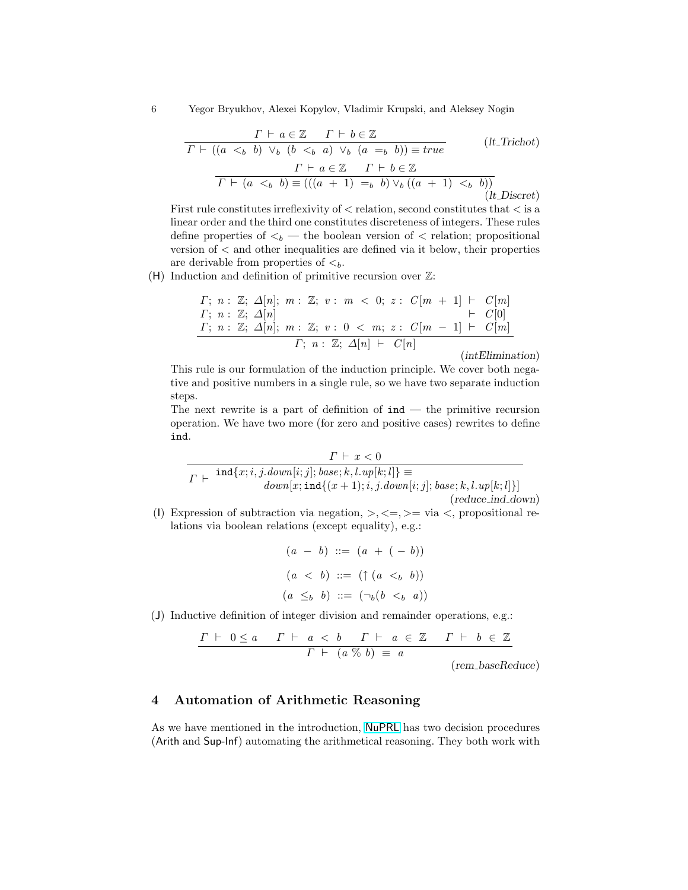$$\frac{\Gamma \vdash a \in \mathbb{Z} \quad \Gamma \vdash b \in \mathbb{Z}}{\Gamma \vdash ((a \ <_b \ b) \ \vee_b \ (b \ <_b \ a) \ \vee_b \ (a \ =_b \ b)) \equiv true} \quad (lt\_Trichot)$$

$$\frac{\Gamma \vdash a \in \mathbb{Z} \quad \Gamma \vdash b \in \mathbb{Z}}{\Gamma \vdash (a \ <_b \ b) \equiv (((a \ + \ 1) \ =_b \ b) \vee_b ((a \ + \ 1) \ <_b \ b))} \quad (lt\_Discret)$$

First rule constitutes irreflexivity of $<$ relation, second constitutes that $<$ is a linear order and the third one constitutes discreteness of integers. These rules define properties of $<_b$ — the boolean version of $<$ relation; propositional version of $<$ and other inequalities are defined via it below, their properties are derivable from properties of $<_b$.

(H) Induction and definition of primitive recursion over $\mathbb{Z}$:

$$\frac{\begin{array}{ll} \Gamma; \ n : \ \mathbb{Z}; \ \Delta[n]; \ m : \ \mathbb{Z}; \ v : \ m \ < \ 0; \ z : \ C[m \ + \ 1] & \vdash \ C[m] \\ \Gamma; \ n : \ \mathbb{Z}; \ \Delta[n] & \vdash \ C[0] \\ \Gamma; \ n : \ \mathbb{Z}; \ \Delta[n]; \ m : \ \mathbb{Z}; \ v : \ 0 \ < \ m; \ z : \ C[m \ - \ 1] & \vdash \ C[m] \end{array}}{\Gamma; \ n : \ \mathbb{Z}; \ \Delta[n] \ \vdash \ C[n]} \quad (intElimination)$$

This rule is our formulation of the induction principle. We cover both negative and positive numbers in a single rule, so we have two separate induction steps.

The next rewrite is a part of definition of `ind` — the primitive recursion operation. We have two more (for zero and positive cases) rewrites to define `ind`.

$$\frac{\Gamma \vdash x < 0}{\Gamma \vdash \begin{array}{l} \texttt{ind}\{x; i, j.down[i;j]; base; k, l.up[k;l]\} \equiv \\ \qquad down[x; \texttt{ind}\{(x+1); i, j.down[i;j]; base; k, l.up[k;l]\}] \end{array}} \quad (reduce\_ind\_down)$$

(I) Expression of subtraction via negation, $>, <=, >=$ via $<$, propositional relations via boolean relations (except equality), e.g.:

$$(a \ - \ b) \ ::= \ (a \ + \ ( - \ b))$$

$$(a \ < \ b) \ ::= \ (\uparrow (a \ <_b \ b))$$

$$(a \ \leq_b \ b) \ ::= \ (\neg_b (b \ <_b \ a))$$

(J) Inductive definition of integer division and remainder operations, e.g.:

$$\frac{\Gamma \vdash 0 \leq a \quad \Gamma \vdash a < b \quad \Gamma \vdash a \in \mathbb{Z} \quad \Gamma \vdash b \in \mathbb{Z}}{\Gamma \vdash (a \ \% \ b) \ \equiv \ a} \quad (rem\_baseReduce)$$

## 4 Automation of Arithmetic Reasoning

As we have mentioned in the introduction, NuPRL has two decision procedures (Arith and Sup-Inf) automating the arithmetical reasoning. They both work with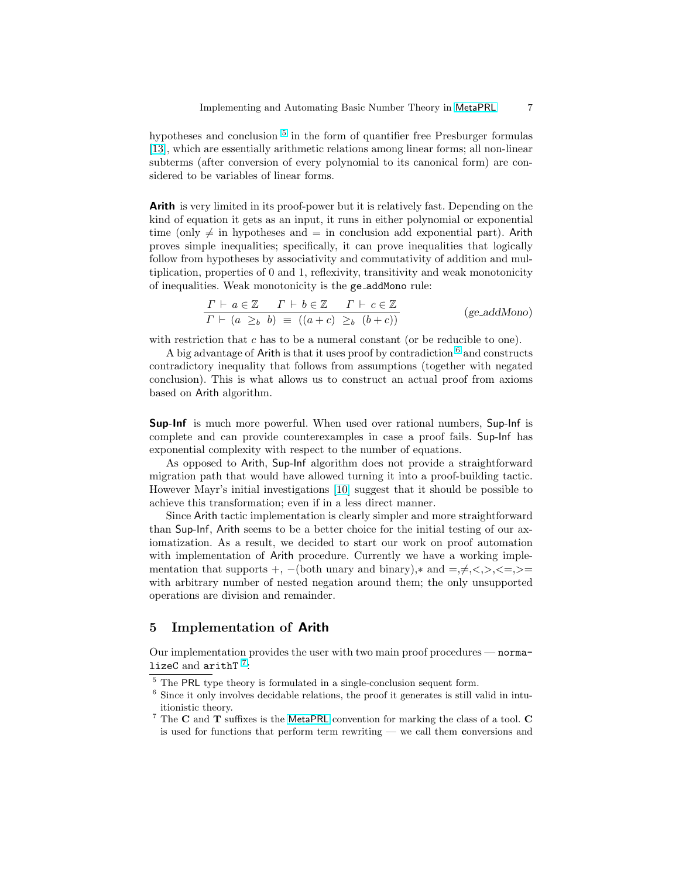hypotheses and conclusion [5] in the form of quantifier free Presburger formulas [13], which are essentially arithmetic relations among linear forms; all non-linear subterms (after conversion of every polynomial to its canonical form) are considered to be variables of linear forms.

**Arith** is very limited in its proof-power but it is relatively fast. Depending on the kind of equation it gets as an input, it runs in either polynomial or exponential time (only $\neq$ in hypotheses and $=$ in conclusion add exponential part). Arith proves simple inequalities; specifically, it can prove inequalities that logically follow from hypotheses by associativity and commutativity of addition and multiplication, properties of 0 and 1, reflexivity, transitivity and weak monotonicity of inequalities. Weak monotonicity is the ge_addMono rule:

$$\frac{\Gamma \vdash a \in \mathbb{Z} \qquad \Gamma \vdash b \in \mathbb{Z} \qquad \Gamma \vdash c \in \mathbb{Z}}{\Gamma \vdash (a \ \geq_b \ b) \ \equiv \ ((a+c) \ \geq_b \ (b+c))} \qquad (ge\_addMono)$$

with restriction that $c$ has to be a numeral constant (or be reducible to one).

A big advantage of Arith is that it uses proof by contradiction [6] and constructs contradictory inequality that follows from assumptions (together with negated conclusion). This is what allows us to construct an actual proof from axioms based on Arith algorithm.

**Sup-Inf** is much more powerful. When used over rational numbers, Sup-Inf is complete and can provide counterexamples in case a proof fails. Sup-Inf has exponential complexity with respect to the number of equations.

As opposed to Arith, Sup-Inf algorithm does not provide a straightforward migration path that would have allowed turning it into a proof-building tactic. However Mayr's initial investigations [10] suggest that it should be possible to achieve this transformation; even if in a less direct manner.

Since Arith tactic implementation is clearly simpler and more straightforward than Sup-Inf, Arith seems to be a better choice for the initial testing of our axiomatization. As a result, we decided to start our work on proof automation with implementation of Arith procedure. Currently we have a working implementation that supports $+$, $-$(both unary and binary),$*$ and =,≠,<,>,<=,>= with arbitrary number of nested negation around them; the only unsupported operations are division and remainder.

## 5 Implementation of Arith

Our implementation provides the user with two main proof procedures — `normalizeC` and `arithT` [7]:

[5] The PRL type theory is formulated in a single-conclusion sequent form.

[6] Since it only involves decidable relations, the proof it generates is still valid in intuitionistic theory.

[7] The **C** and **T** suffixes is the MetaPRL convention for marking the class of a tool. **C** is used for functions that perform term rewriting — we call them **c**onversions and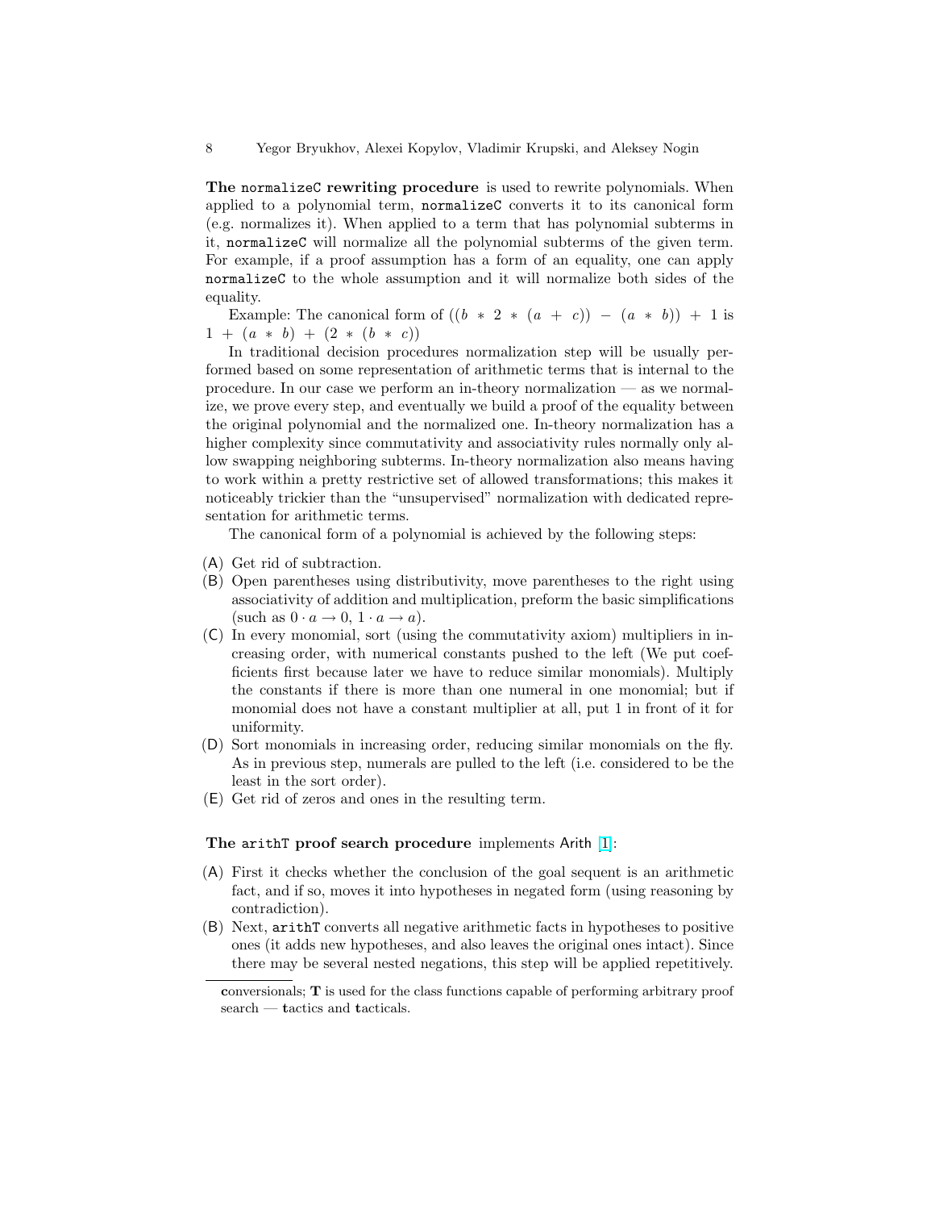**The `normalizeC` rewriting procedure** is used to rewrite polynomials. When applied to a polynomial term, `normalizeC` converts it to its canonical form (e.g. normalizes it). When applied to a term that has polynomial subterms in it, `normalizeC` will normalize all the polynomial subterms of the given term. For example, if a proof assumption has a form of an equality, one can apply `normalizeC` to the whole assumption and it will normalize both sides of the equality.

Example: The canonical form of `((b * 2 * (a + c)) - (a * b)) + 1` is `1 + (a * b) + (2 * (b * c))`

In traditional decision procedures normalization step will be usually performed based on some representation of arithmetic terms that is internal to the procedure. In our case we perform an in-theory normalization — as we normalize, we prove every step, and eventually we build a proof of the equality between the original polynomial and the normalized one. In-theory normalization has a higher complexity since commutativity and associativity rules normally only allow swapping neighboring subterms. In-theory normalization also means having to work within a pretty restrictive set of allowed transformations; this makes it noticeably trickier than the "unsupervised" normalization with dedicated representation for arithmetic terms.

The canonical form of a polynomial is achieved by the following steps:

(A) Get rid of subtraction.
(B) Open parentheses using distributivity, move parentheses to the right using associativity of addition and multiplication, preform the basic simplifications (such as $0 \cdot a \to 0$, $1 \cdot a \to a$).
(C) In every monomial, sort (using the commutativity axiom) multipliers in increasing order, with numerical constants pushed to the left (We put coefficients first because later we have to reduce similar monomials). Multiply the constants if there is more than one numeral in one monomial; but if monomial does not have a constant multiplier at all, put 1 in front of it for uniformity.
(D) Sort monomials in increasing order, reducing similar monomials on the fly. As in previous step, numerals are pulled to the left (i.e. considered to be the least in the sort order).
(E) Get rid of zeros and ones in the resulting term.

**The `arithT` proof search procedure** implements Arith [1]:

(A) First it checks whether the conclusion of the goal sequent is an arithmetic fact, and if so, moves it into hypotheses in negated form (using reasoning by contradiction).
(B) Next, `arithT` converts all negative arithmetic facts in hypotheses to positive ones (it adds new hypotheses, and also leaves the original ones intact). Since there may be several nested negations, this step will be applied repetitively.

**c**onversionals; **T** is used for the class functions capable of performing arbitrary proof search — **t**actics and **t**acticals.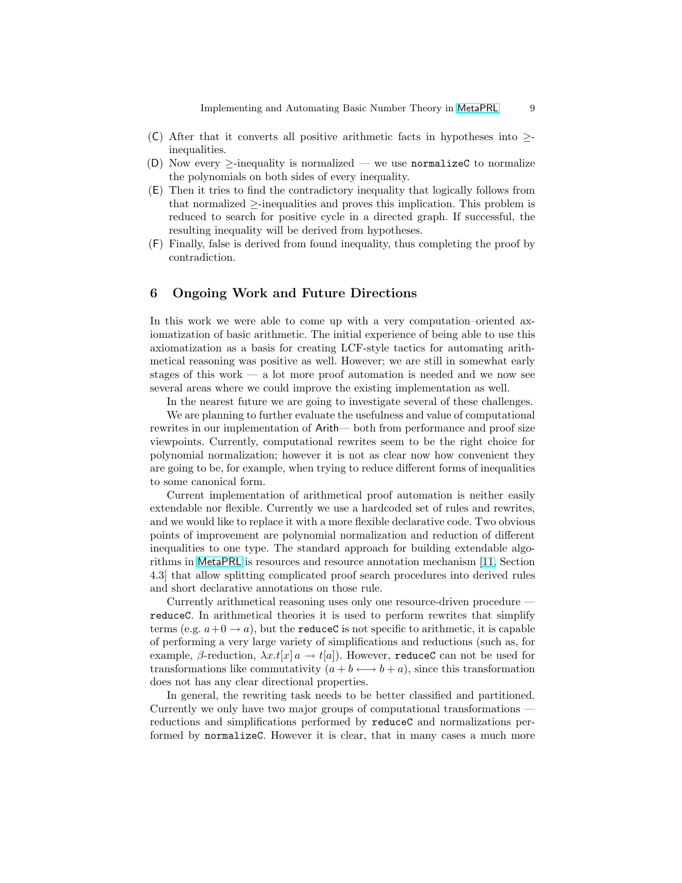(C) After that it converts all positive arithmetic facts in hypotheses into $\geq$-inequalities.

(D) Now every $\geq$-inequality is normalized — we use `normalizeC` to normalize the polynomials on both sides of every inequality.

(E) Then it tries to find the contradictory inequality that logically follows from that normalized $\geq$-inequalities and proves this implication. This problem is reduced to search for positive cycle in a directed graph. If successful, the resulting inequality will be derived from hypotheses.

(F) Finally, false is derived from found inequality, thus completing the proof by contradiction.

## 6 Ongoing Work and Future Directions

In this work we were able to come up with a very computation–oriented axiomatization of basic arithmetic. The initial experience of being able to use this axiomatization as a basis for creating LCF-style tactics for automating arithmetical reasoning was positive as well. However; we are still in somewhat early stages of this work — a lot more proof automation is needed and we now see several areas where we could improve the existing implementation as well.

In the nearest future we are going to investigate several of these challenges.

We are planning to further evaluate the usefulness and value of computational rewrites in our implementation of Arith— both from performance and proof size viewpoints. Currently, computational rewrites seem to be the right choice for polynomial normalization; however it is not as clear now how convenient they are going to be, for example, when trying to reduce different forms of inequalities to some canonical form.

Current implementation of arithmetical proof automation is neither easily extendable nor flexible. Currently we use a hardcoded set of rules and rewrites, and we would like to replace it with a more flexible declarative code. Two obvious points of improvement are polynomial normalization and reduction of different inequalities to one type. The standard approach for building extendable algorithms in MetaPRL is resources and resource annotation mechanism [11, Section 4.3] that allow splitting complicated proof search procedures into derived rules and short declarative annotations on those rule.

Currently arithmetical reasoning uses only one resource-driven procedure — `reduceC`. In arithmetical theories it is used to perform rewrites that simplify terms (e.g. $a+0 \rightarrow a$), but the `reduceC` is not specific to arithmetic, it is capable of performing a very large variety of simplifications and reductions (such as, for example, $\beta$-reduction, $\lambda x.t[x]\, a \rightarrow t[a]$). However, `reduceC` can not be used for transformations like commutativity ($a + b \longleftrightarrow b + a$), since this transformation does not has any clear directional properties.

In general, the rewriting task needs to be better classified and partitioned. Currently we only have two major groups of computational transformations — reductions and simplifications performed by `reduceC` and normalizations performed by `normalizeC`. However it is clear, that in many cases a much more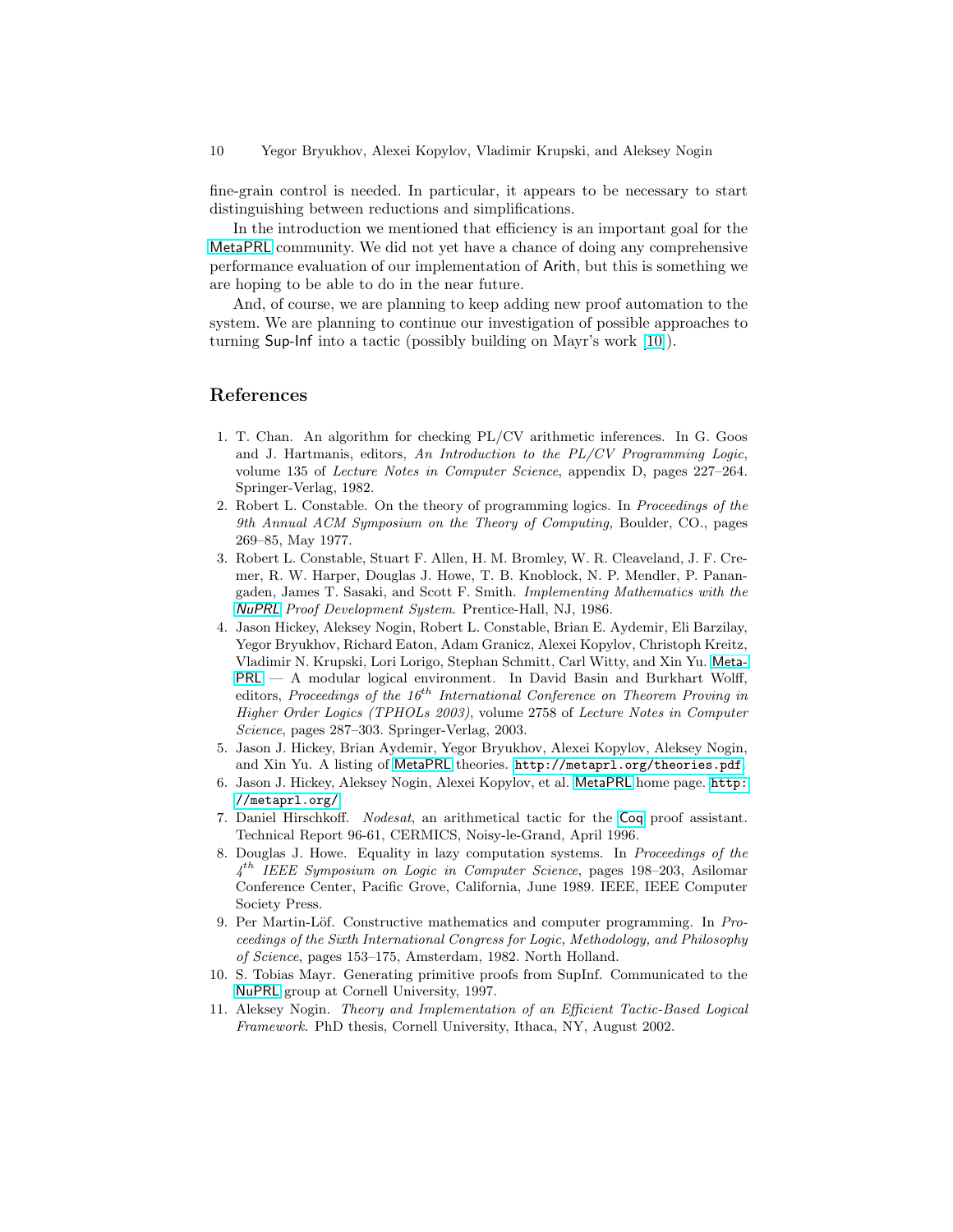fine-grain control is needed. In particular, it appears to be necessary to start distinguishing between reductions and simplifications.

In the introduction we mentioned that efficiency is an important goal for the MetaPRL community. We did not yet have a chance of doing any comprehensive performance evaluation of our implementation of Arith, but this is something we are hoping to be able to do in the near future.

And, of course, we are planning to keep adding new proof automation to the system. We are planning to continue our investigation of possible approaches to turning Sup-Inf into a tactic (possibly building on Mayr's work [10]).

## References

1. T. Chan. An algorithm for checking PL/CV arithmetic inferences. In G. Goos and J. Hartmanis, editors, *An Introduction to the PL/CV Programming Logic*, volume 135 of *Lecture Notes in Computer Science*, appendix D, pages 227–264. Springer-Verlag, 1982.
2. Robert L. Constable. On the theory of programming logics. In *Proceedings of the 9th Annual ACM Symposium on the Theory of Computing,* Boulder, CO., pages 269–85, May 1977.
3. Robert L. Constable, Stuart F. Allen, H. M. Bromley, W. R. Cleaveland, J. F. Cremer, R. W. Harper, Douglas J. Howe, T. B. Knoblock, N. P. Mendler, P. Panangaden, James T. Sasaki, and Scott F. Smith. *Implementing Mathematics with the NuPRL Proof Development System*. Prentice-Hall, NJ, 1986.
4. Jason Hickey, Aleksey Nogin, Robert L. Constable, Brian E. Aydemir, Eli Barzilay, Yegor Bryukhov, Richard Eaton, Adam Granicz, Alexei Kopylov, Christoph Kreitz, Vladimir N. Krupski, Lori Lorigo, Stephan Schmitt, Carl Witty, and Xin Yu. MetaPRL — A modular logical environment. In David Basin and Burkhart Wolff, editors, *Proceedings of the 16$^{th}$ International Conference on Theorem Proving in Higher Order Logics (TPHOLs 2003)*, volume 2758 of *Lecture Notes in Computer Science*, pages 287–303. Springer-Verlag, 2003.
5. Jason J. Hickey, Brian Aydemir, Yegor Bryukhov, Alexei Kopylov, Aleksey Nogin, and Xin Yu. A listing of MetaPRL theories. `http://metaprl.org/theories.pdf`.
6. Jason J. Hickey, Aleksey Nogin, Alexei Kopylov, et al. MetaPRL home page. `http://metaprl.org/`.
7. Daniel Hirschkoff. *Nodesat*, an arithmetical tactic for the Coq proof assistant. Technical Report 96-61, CERMICS, Noisy-le-Grand, April 1996.
8. Douglas J. Howe. Equality in lazy computation systems. In *Proceedings of the 4$^{th}$ IEEE Symposium on Logic in Computer Science*, pages 198–203, Asilomar Conference Center, Pacific Grove, California, June 1989. IEEE, IEEE Computer Society Press.
9. Per Martin-Löf. Constructive mathematics and computer programming. In *Proceedings of the Sixth International Congress for Logic, Methodology, and Philosophy of Science*, pages 153–175, Amsterdam, 1982. North Holland.
10. S. Tobias Mayr. Generating primitive proofs from SupInf. Communicated to the NuPRL group at Cornell University, 1997.
11. Aleksey Nogin. *Theory and Implementation of an Efficient Tactic-Based Logical Framework*. PhD thesis, Cornell University, Ithaca, NY, August 2002.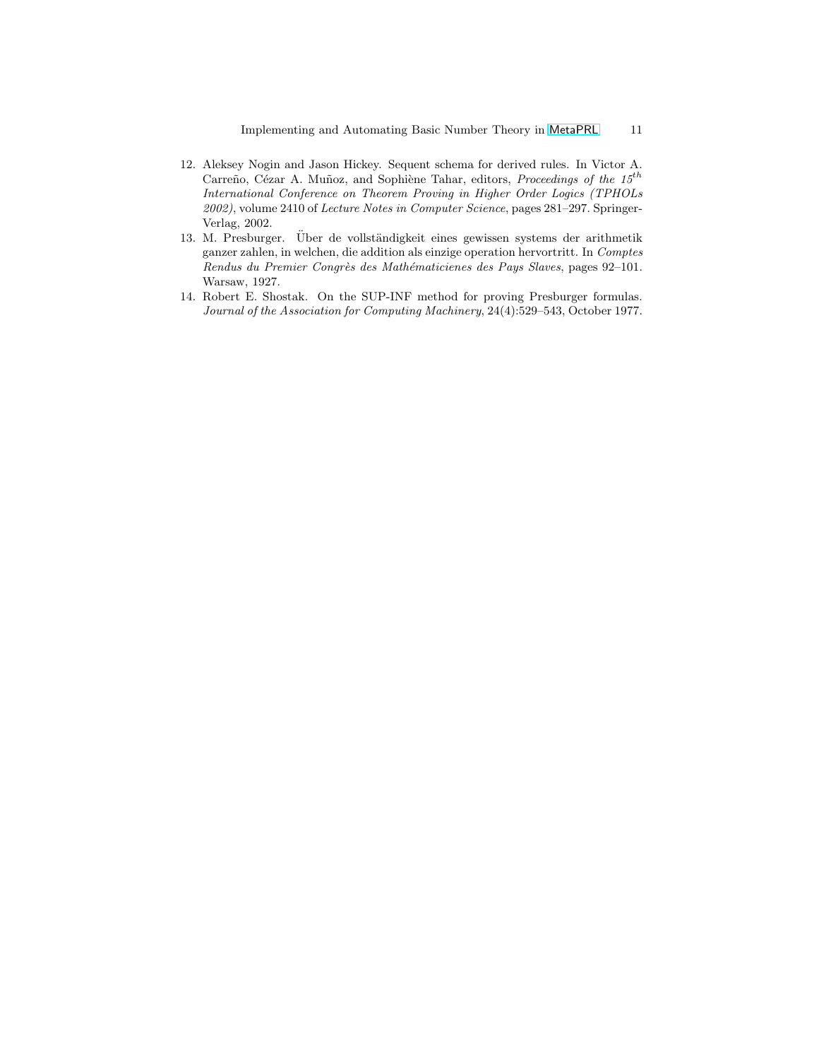12. Aleksey Nogin and Jason Hickey. Sequent schema for derived rules. In Victor A. Carreño, Cézar A. Muñoz, and Sophiène Tahar, editors, *Proceedings of the 15$^{th}$ International Conference on Theorem Proving in Higher Order Logics (TPHOLs 2002)*, volume 2410 of *Lecture Notes in Computer Science*, pages 281–297. Springer-Verlag, 2002.
13. M. Presburger. Über de vollständigkeit eines gewissen systems der arithmetik ganzer zahlen, in welchen, die addition als einzige operation hervortritt. In *Comptes Rendus du Premier Congrès des Mathématicienes des Pays Slaves*, pages 92–101. Warsaw, 1927.
14. Robert E. Shostak. On the SUP-INF method for proving Presburger formulas. *Journal of the Association for Computing Machinery*, 24(4):529–543, October 1977.